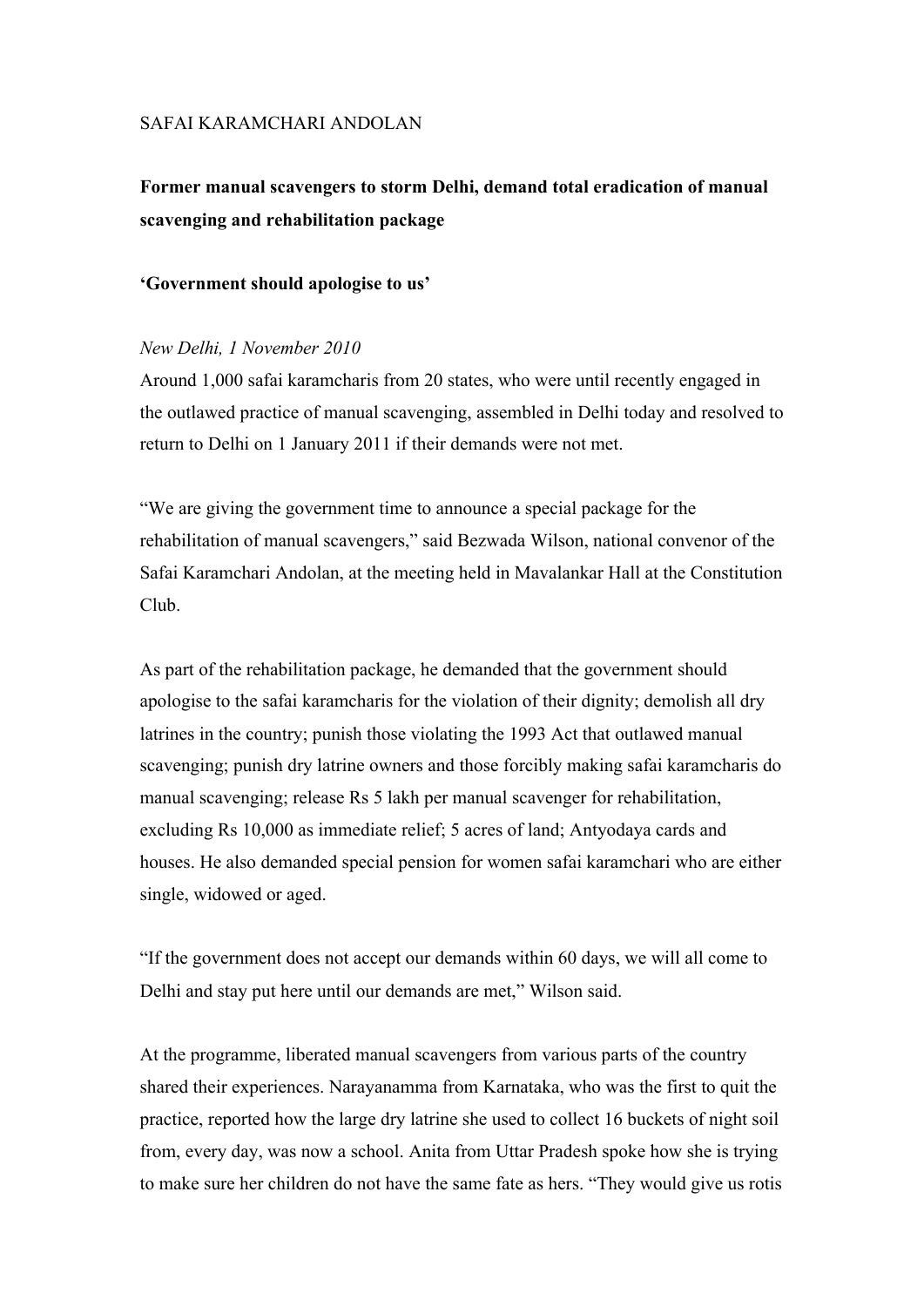SAFAI KARAMCHARI ANDOLAN

**Former manual scavengers to storm Delhi, demand total eradication of manual scavenging and rehabilitation package**

**'Government should apologise to us'**

*New Delhi, 1 November 2010*

Around 1,000 safai karamcharis from 20 states, who were until recently engaged in the outlawed practice of manual scavenging, assembled in Delhi today and resolved to return to Delhi on 1 January 2011 if their demands were not met.

"We are giving the government time to announce a special package for the rehabilitation of manual scavengers," said Bezwada Wilson, national convenor of the Safai Karamchari Andolan, at the meeting held in Mavalankar Hall at the Constitution Club.

As part of the rehabilitation package, he demanded that the government should apologise to the safai karamcharis for the violation of their dignity; demolish all dry latrines in the country; punish those violating the 1993 Act that outlawed manual scavenging; punish dry latrine owners and those forcibly making safai karamcharis do manual scavenging; release Rs 5 lakh per manual scavenger for rehabilitation, excluding Rs 10,000 as immediate relief; 5 acres of land; Antyodaya cards and houses. He also demanded special pension for women safai karamchari who are either single, widowed or aged.

"If the government does not accept our demands within 60 days, we will all come to Delhi and stay put here until our demands are met," Wilson said.

At the programme, liberated manual scavengers from various parts of the country shared their experiences. Narayanamma from Karnataka, who was the first to quit the practice, reported how the large dry latrine she used to collect 16 buckets of night soil from, every day, was now a school. Anita from Uttar Pradesh spoke how she is trying to make sure her children do not have the same fate as hers. "They would give us rotis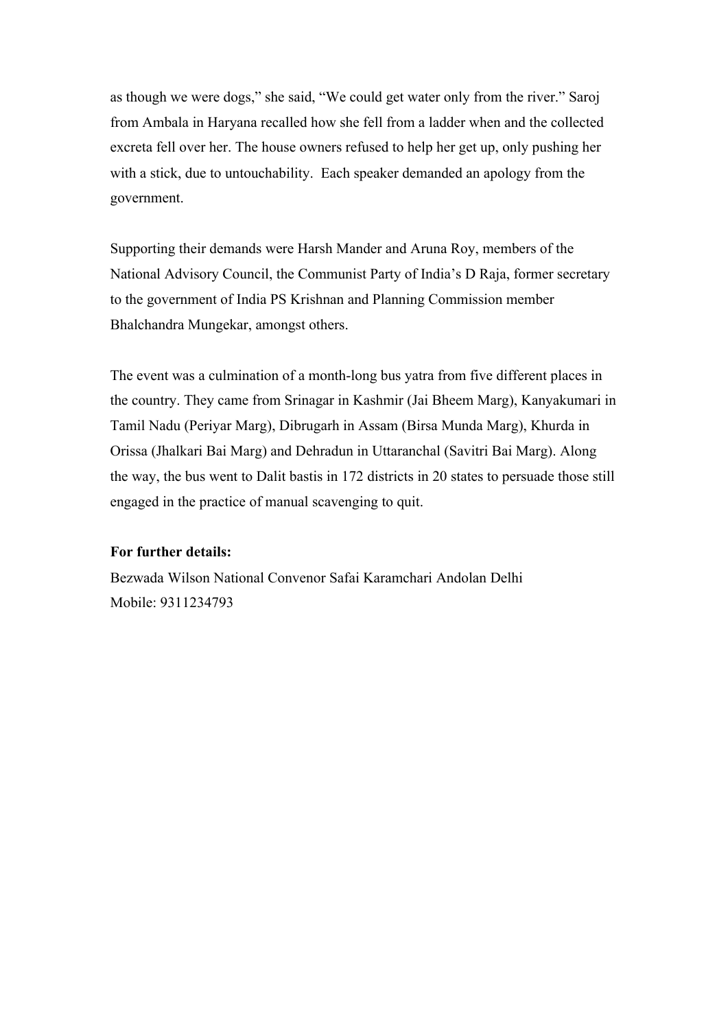as though we were dogs," she said, "We could get water only from the river." Saroj from Ambala in Haryana recalled how she fell from a ladder when and the collected excreta fell over her. The house owners refused to help her get up, only pushing her with a stick, due to untouchability. Each speaker demanded an apology from the government.

Supporting their demands were Harsh Mander and Aruna Roy, members of the National Advisory Council, the Communist Party of India's D Raja, former secretary to the government of India PS Krishnan and Planning Commission member Bhalchandra Mungekar, amongst others.

The event was a culmination of a month-long bus yatra from five different places in the country. They came from Srinagar in Kashmir (Jai Bheem Marg), Kanyakumari in Tamil Nadu (Periyar Marg), Dibrugarh in Assam (Birsa Munda Marg), Khurda in Orissa (Jhalkari Bai Marg) and Dehradun in Uttaranchal (Savitri Bai Marg). Along the way, the bus went to Dalit bastis in 172 districts in 20 states to persuade those still engaged in the practice of manual scavenging to quit.

**For further details:**

Bezwada Wilson National Convenor Safai Karamchari Andolan Delhi
Mobile: 9311234793